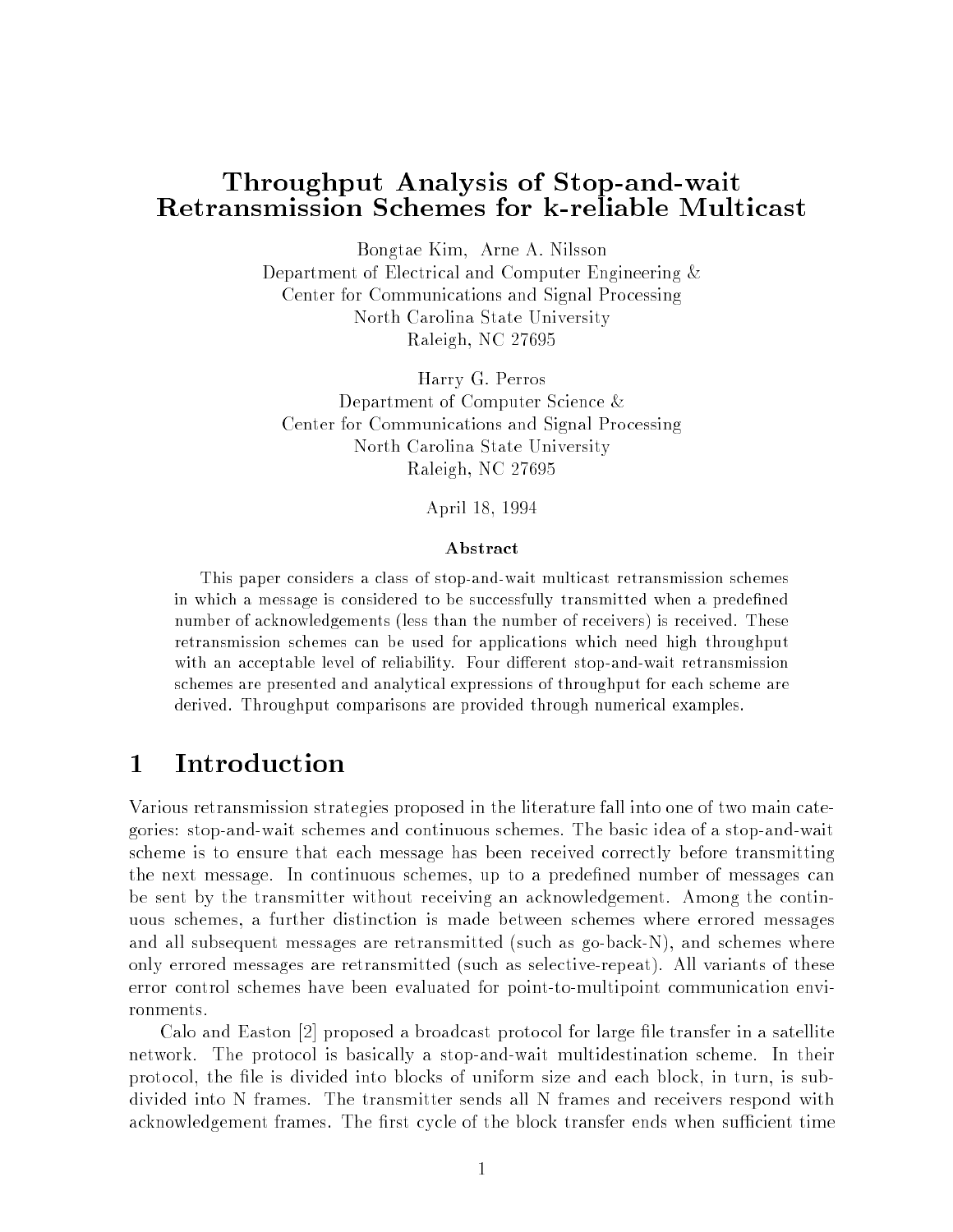# Throughput Analysis of Stop-and-wait Retransmission Schemes for k-reliable Multicast

Bongtae Kim, Arne A. Nilsson
Department of Electrical and Computer Engineering &
Center for Communications and Signal Processing
North Carolina State University
Raleigh, NC 27695

Harry G. Perros
Department of Computer Science &
Center for Communications and Signal Processing
North Carolina State University
Raleigh, NC 27695

April 18, 1994

### Abstract

This paper considers a class of stop-and-wait multicast retransmission schemes in which a message is considered to be successfully transmitted when a predefined number of acknowledgements (less than the number of receivers) is received. These retransmission schemes can be used for applications which need high throughput with an acceptable level of reliability. Four different stop-and-wait retransmission schemes are presented and analytical expressions of throughput for each scheme are derived. Throughput comparisons are provided through numerical examples.

## 1 Introduction

Various retransmission strategies proposed in the literature fall into one of two main categories: stop-and-wait schemes and continuous schemes. The basic idea of a stop-and-wait scheme is to ensure that each message has been received correctly before transmitting the next message. In continuous schemes, up to a predefined number of messages can be sent by the transmitter without receiving an acknowledgement. Among the continuous schemes, a further distinction is made between schemes where errored messages and all subsequent messages are retransmitted (such as go-back-N), and schemes where only errored messages are retransmitted (such as selective-repeat). All variants of these error control schemes have been evaluated for point-to-multipoint communication environments.

Calo and Easton [2] proposed a broadcast protocol for large file transfer in a satellite network. The protocol is basically a stop-and-wait multidestination scheme. In their protocol, the file is divided into blocks of uniform size and each block, in turn, is subdivided into N frames. The transmitter sends all N frames and receivers respond with acknowledgement frames. The first cycle of the block transfer ends when sufficient time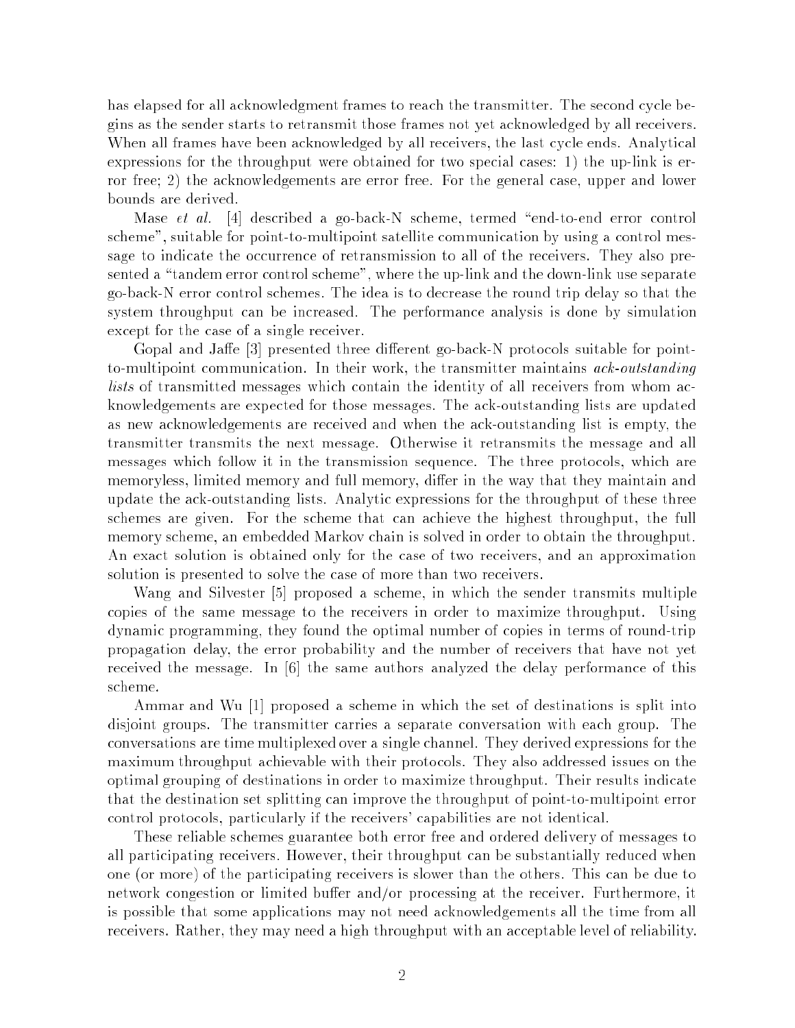has elapsed for all acknowledgment frames to reach the transmitter. The second cycle begins as the sender starts to retransmit those frames not yet acknowledged by all receivers. When all frames have been acknowledged by all receivers, the last cycle ends. Analytical expressions for the throughput were obtained for two special cases: 1) the up-link is error free; 2) the acknowledgements are error free. For the general case, upper and lower bounds are derived.

Mase *et al.* [4] described a go-back-N scheme, termed "end-to-end error control scheme", suitable for point-to-multipoint satellite communication by using a control message to indicate the occurrence of retransmission to all of the receivers. They also presented a "tandem error control scheme", where the up-link and the down-link use separate go-back-N error control schemes. The idea is to decrease the round trip delay so that the system throughput can be increased. The performance analysis is done by simulation except for the case of a single receiver.

Gopal and Jaffe [3] presented three different go-back-N protocols suitable for point-to-multipoint communication. In their work, the transmitter maintains *ack-outstanding lists* of transmitted messages which contain the identity of all receivers from whom acknowledgements are expected for those messages. The ack-outstanding lists are updated as new acknowledgements are received and when the ack-outstanding list is empty, the transmitter transmits the next message. Otherwise it retransmits the message and all messages which follow it in the transmission sequence. The three protocols, which are memoryless, limited memory and full memory, differ in the way that they maintain and update the ack-outstanding lists. Analytic expressions for the throughput of these three schemes are given. For the scheme that can achieve the highest throughput, the full memory scheme, an embedded Markov chain is solved in order to obtain the throughput. An exact solution is obtained only for the case of two receivers, and an approximation solution is presented to solve the case of more than two receivers.

Wang and Silvester [5] proposed a scheme, in which the sender transmits multiple copies of the same message to the receivers in order to maximize throughput. Using dynamic programming, they found the optimal number of copies in terms of round-trip propagation delay, the error probability and the number of receivers that have not yet received the message. In [6] the same authors analyzed the delay performance of this scheme.

Ammar and Wu [1] proposed a scheme in which the set of destinations is split into disjoint groups. The transmitter carries a separate conversation with each group. The conversations are time multiplexed over a single channel. They derived expressions for the maximum throughput achievable with their protocols. They also addressed issues on the optimal grouping of destinations in order to maximize throughput. Their results indicate that the destination set splitting can improve the throughput of point-to-multipoint error control protocols, particularly if the receivers' capabilities are not identical.

These reliable schemes guarantee both error free and ordered delivery of messages to all participating receivers. However, their throughput can be substantially reduced when one (or more) of the participating receivers is slower than the others. This can be due to network congestion or limited buffer and/or processing at the receiver. Furthermore, it is possible that some applications may not need acknowledgements all the time from all receivers. Rather, they may need a high throughput with an acceptable level of reliability.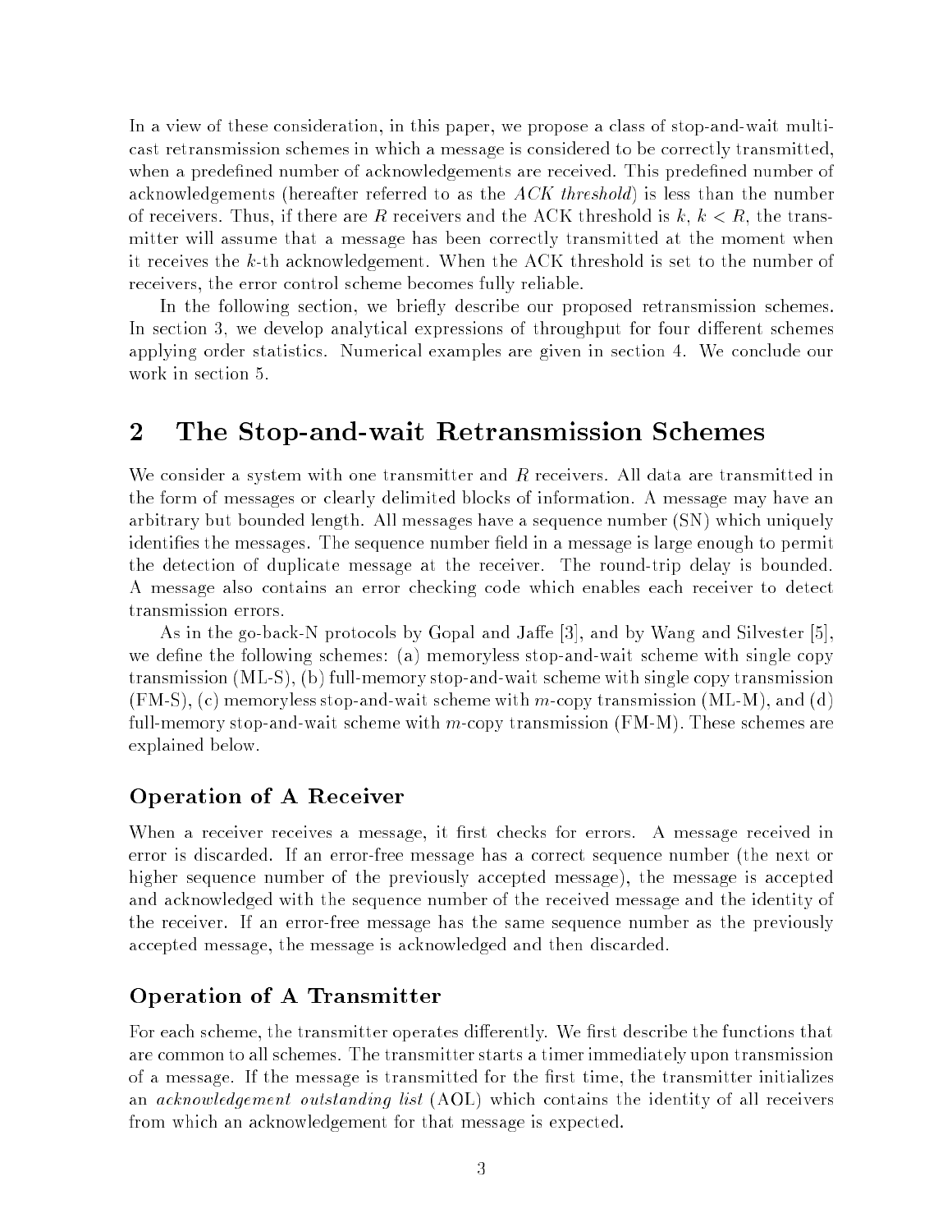In a view of these consideration, in this paper, we propose a class of stop-and-wait multicast retransmission schemes in which a message is considered to be correctly transmitted, when a predefined number of acknowledgements are received. This predefined number of acknowledgements (hereafter referred to as the *ACK threshold*) is less than the number of receivers. Thus, if there are $R$ receivers and the ACK threshold is $k$, $k < R$, the transmitter will assume that a message has been correctly transmitted at the moment when it receives the $k$-th acknowledgement. When the ACK threshold is set to the number of receivers, the error control scheme becomes fully reliable.

In the following section, we briefly describe our proposed retransmission schemes. In section 3, we develop analytical expressions of throughput for four different schemes applying order statistics. Numerical examples are given in section 4. We conclude our work in section 5.

## 2 The Stop-and-wait Retransmission Schemes

We consider a system with one transmitter and $R$ receivers. All data are transmitted in the form of messages or clearly delimited blocks of information. A message may have an arbitrary but bounded length. All messages have a sequence number (SN) which uniquely identifies the messages. The sequence number field in a message is large enough to permit the detection of duplicate message at the receiver. The round-trip delay is bounded. A message also contains an error checking code which enables each receiver to detect transmission errors.

As in the go-back-N protocols by Gopal and Jaffe [3], and by Wang and Silvester [5], we define the following schemes: (a) memoryless stop-and-wait scheme with single copy transmission (ML-S), (b) full-memory stop-and-wait scheme with single copy transmission (FM-S), (c) memoryless stop-and-wait scheme with $m$-copy transmission (ML-M), and (d) full-memory stop-and-wait scheme with $m$-copy transmission (FM-M). These schemes are explained below.

### Operation of A Receiver

When a receiver receives a message, it first checks for errors. A message received in error is discarded. If an error-free message has a correct sequence number (the next or higher sequence number of the previously accepted message), the message is accepted and acknowledged with the sequence number of the received message and the identity of the receiver. If an error-free message has the same sequence number as the previously accepted message, the message is acknowledged and then discarded.

### Operation of A Transmitter

For each scheme, the transmitter operates differently. We first describe the functions that are common to all schemes. The transmitter starts a timer immediately upon transmission of a message. If the message is transmitted for the first time, the transmitter initializes an *acknowledgement outstanding list* (AOL) which contains the identity of all receivers from which an acknowledgement for that message is expected.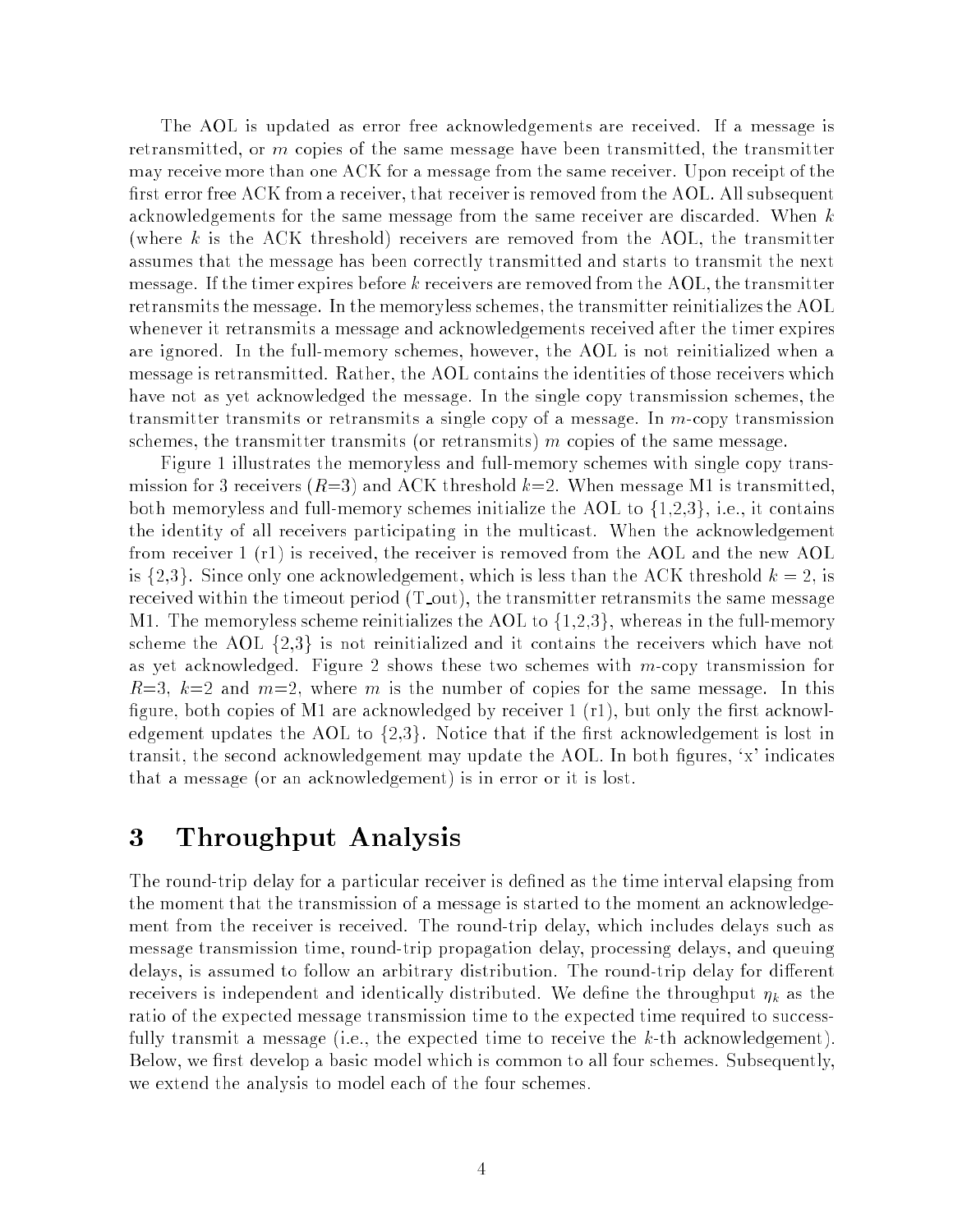The AOL is updated as error free acknowledgements are received. If a message is retransmitted, or $m$ copies of the same message have been transmitted, the transmitter may receive more than one ACK for a message from the same receiver. Upon receipt of the first error free ACK from a receiver, that receiver is removed from the AOL. All subsequent acknowledgements for the same message from the same receiver are discarded. When $k$ (where $k$ is the ACK threshold) receivers are removed from the AOL, the transmitter assumes that the message has been correctly transmitted and starts to transmit the next message. If the timer expires before $k$ receivers are removed from the AOL, the transmitter retransmits the message. In the memoryless schemes, the transmitter reinitializes the AOL whenever it retransmits a message and acknowledgements received after the timer expires are ignored. In the full-memory schemes, however, the AOL is not reinitialized when a message is retransmitted. Rather, the AOL contains the identities of those receivers which have not as yet acknowledged the message. In the single copy transmission schemes, the transmitter transmits or retransmits a single copy of a message. In $m$-copy transmission schemes, the transmitter transmits (or retransmits) $m$ copies of the same message.

Figure 1 illustrates the memoryless and full-memory schemes with single copy transmission for 3 receivers ($R$=3) and ACK threshold $k$=2. When message M1 is transmitted, both memoryless and full-memory schemes initialize the AOL to {1,2,3}, i.e., it contains the identity of all receivers participating in the multicast. When the acknowledgement from receiver 1 (r1) is received, the receiver is removed from the AOL and the new AOL is {2,3}. Since only one acknowledgement, which is less than the ACK threshold $k = 2$, is received within the timeout period (T_out), the transmitter retransmits the same message M1. The memoryless scheme reinitializes the AOL to {1,2,3}, whereas in the full-memory scheme the AOL {2,3} is not reinitialized and it contains the receivers which have not as yet acknowledged. Figure 2 shows these two schemes with $m$-copy transmission for $R$=3, $k$=2 and $m$=2, where $m$ is the number of copies for the same message. In this figure, both copies of M1 are acknowledged by receiver 1 (r1), but only the first acknowledgement updates the AOL to {2,3}. Notice that if the first acknowledgement is lost in transit, the second acknowledgement may update the AOL. In both figures, 'x' indicates that a message (or an acknowledgement) is in error or it is lost.

# 3 Throughput Analysis

The round-trip delay for a particular receiver is defined as the time interval elapsing from the moment that the transmission of a message is started to the moment an acknowledgement from the receiver is received. The round-trip delay, which includes delays such as message transmission time, round-trip propagation delay, processing delays, and queuing delays, is assumed to follow an arbitrary distribution. The round-trip delay for different receivers is independent and identically distributed. We define the throughput $\eta_k$ as the ratio of the expected message transmission time to the expected time required to successfully transmit a message (i.e., the expected time to receive the $k$-th acknowledgement). Below, we first develop a basic model which is common to all four schemes. Subsequently, we extend the analysis to model each of the four schemes.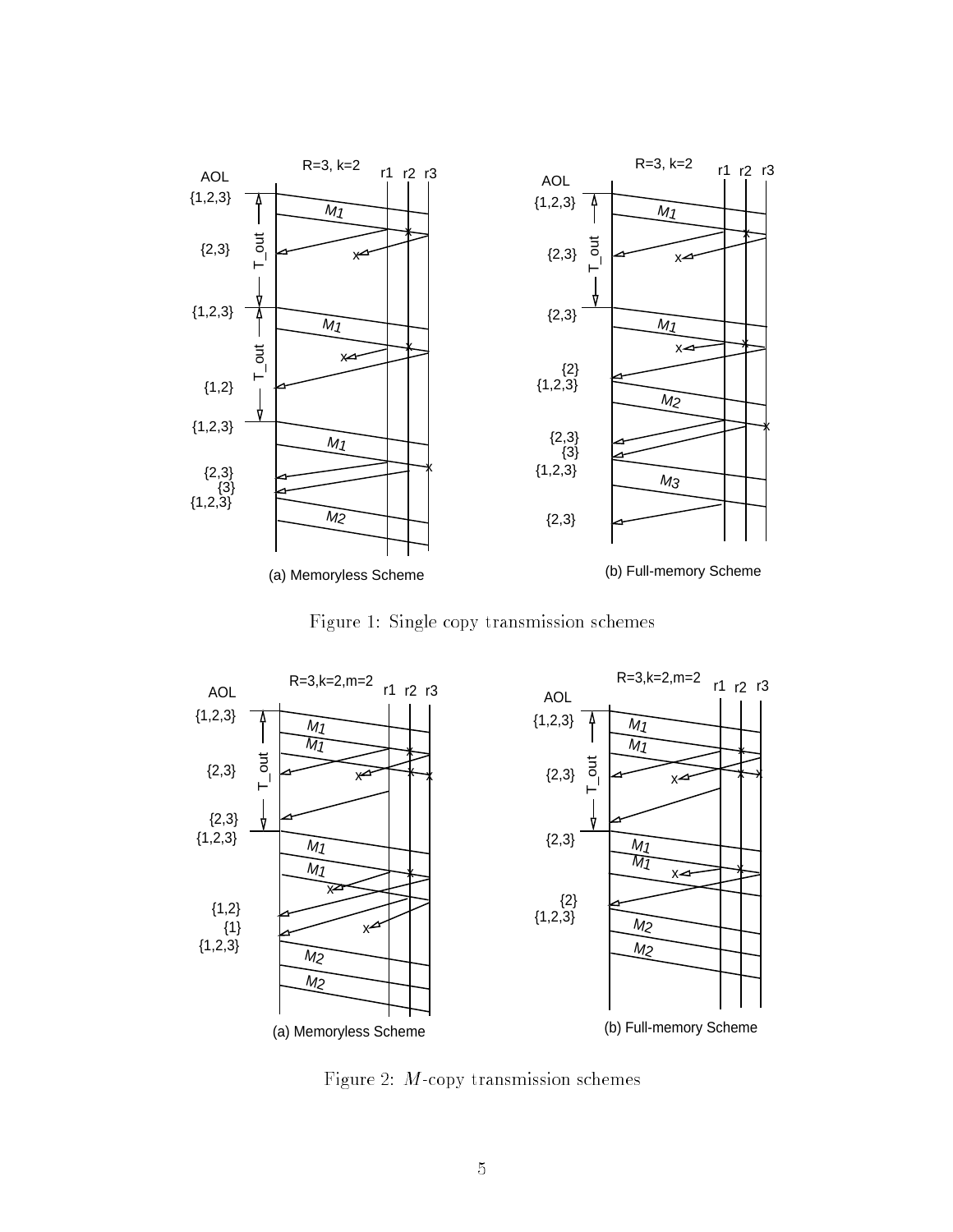Figure 1: Single copy transmission schemes

Figure 2: $M$-copy transmission schemes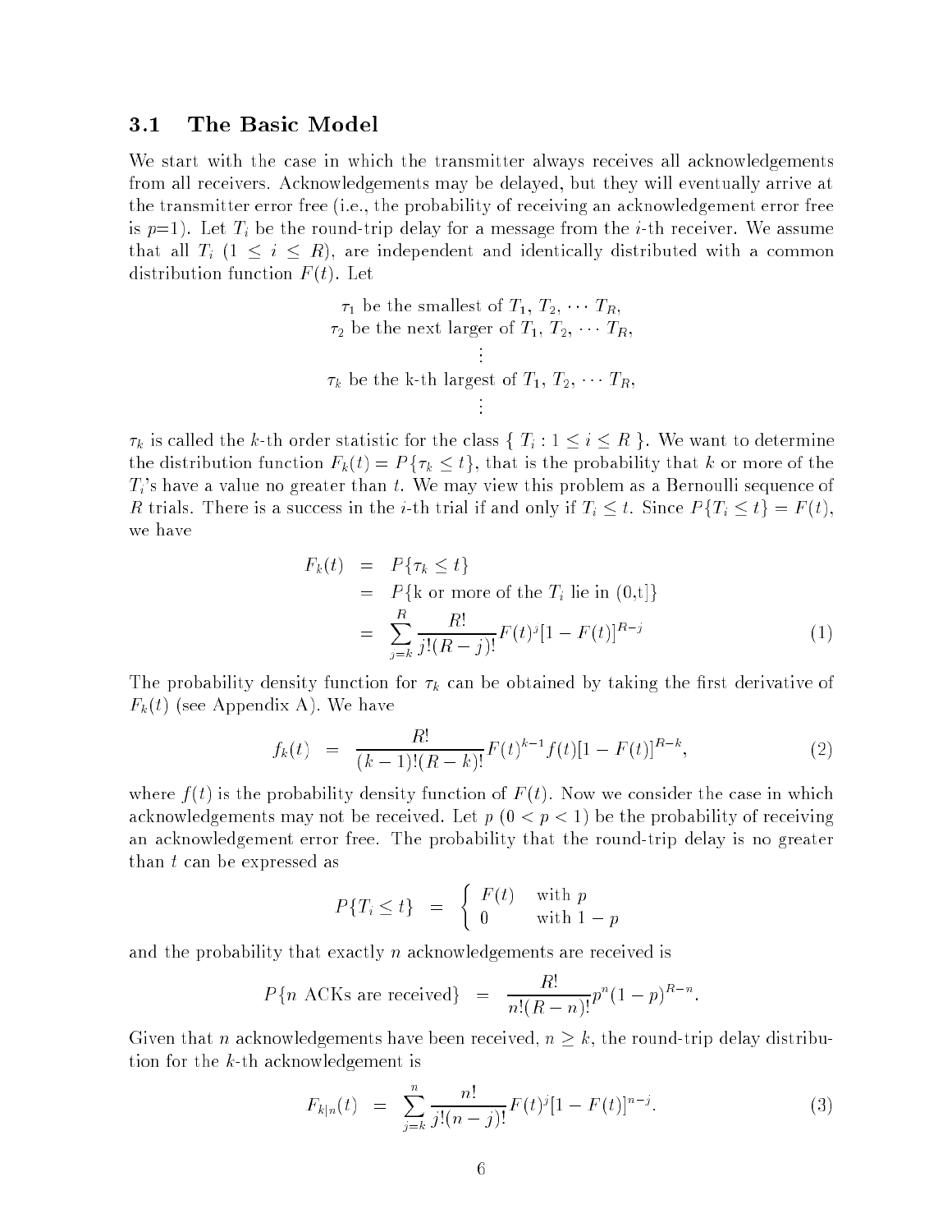### 3.1 The Basic Model

We start with the case in which the transmitter always receives all acknowledgements from all receivers. Acknowledgements may be delayed, but they will eventually arrive at the transmitter error free (i.e., the probability of receiving an acknowledgement error free is $p$=1). Let $T_i$ be the round-trip delay for a message from the $i$-th receiver. We assume that all $T_i$ ($1 \leq i \leq R$), are independent and identically distributed with a common distribution function $F(t)$. Let

$$
\begin{gathered}
\tau_1 \text{ be the smallest of } T_1,\, T_2,\, \cdots\, T_R, \\
\tau_2 \text{ be the next larger of } T_1,\, T_2,\, \cdots\, T_R, \\
\vdots \\
\tau_k \text{ be the k-th largest of } T_1,\, T_2,\, \cdots\, T_R, \\
\vdots
\end{gathered}
$$

$\tau_k$ is called the $k$-th order statistic for the class $\{ T_i : 1 \leq i \leq R \}$. We want to determine the distribution function $F_k(t) = P\{\tau_k \leq t\}$, that is the probability that $k$ or more of the $T_i$'s have a value no greater than $t$. We may view this problem as a Bernoulli sequence of $R$ trials. There is a success in the $i$-th trial if and only if $T_i \leq t$. Since $P\{T_i \leq t\} = F(t)$, we have

$$
\begin{aligned}
F_k(t) &= P\{\tau_k \leq t\} \\
&= P\{\text{k or more of the } T_i \text{ lie in (0,t]}\} \\
&= \sum_{j=k}^{R} \frac{R!}{j!(R-j)!} F(t)^j [1 - F(t)]^{R-j} \qquad (1)
\end{aligned}
$$

The probability density function for $\tau_k$ can be obtained by taking the first derivative of $F_k(t)$ (see Appendix A). We have

$$
f_k(t) = \frac{R!}{(k-1)!(R-k)!} F(t)^{k-1} f(t) [1 - F(t)]^{R-k}, \qquad (2)
$$

where $f(t)$ is the probability density function of $F(t)$. Now we consider the case in which acknowledgements may not be received. Let $p$ ($0 < p < 1$) be the probability of receiving an acknowledgement error free. The probability that the round-trip delay is no greater than $t$ can be expressed as

$$
P\{T_i \leq t\} = \begin{cases} F(t) & \text{with } p \\ 0 & \text{with } 1-p \end{cases}
$$

and the probability that exactly $n$ acknowledgements are received is

$$
P\{n \text{ ACKs are received}\} = \frac{R!}{n!(R-n)!} p^n (1-p)^{R-n}.
$$

Given that $n$ acknowledgements have been received, $n \geq k$, the round-trip delay distribution for the $k$-th acknowledgement is

$$
F_{k|n}(t) = \sum_{j=k}^{n} \frac{n!}{j!(n-j)!} F(t)^j [1 - F(t)]^{n-j}. \qquad (3)
$$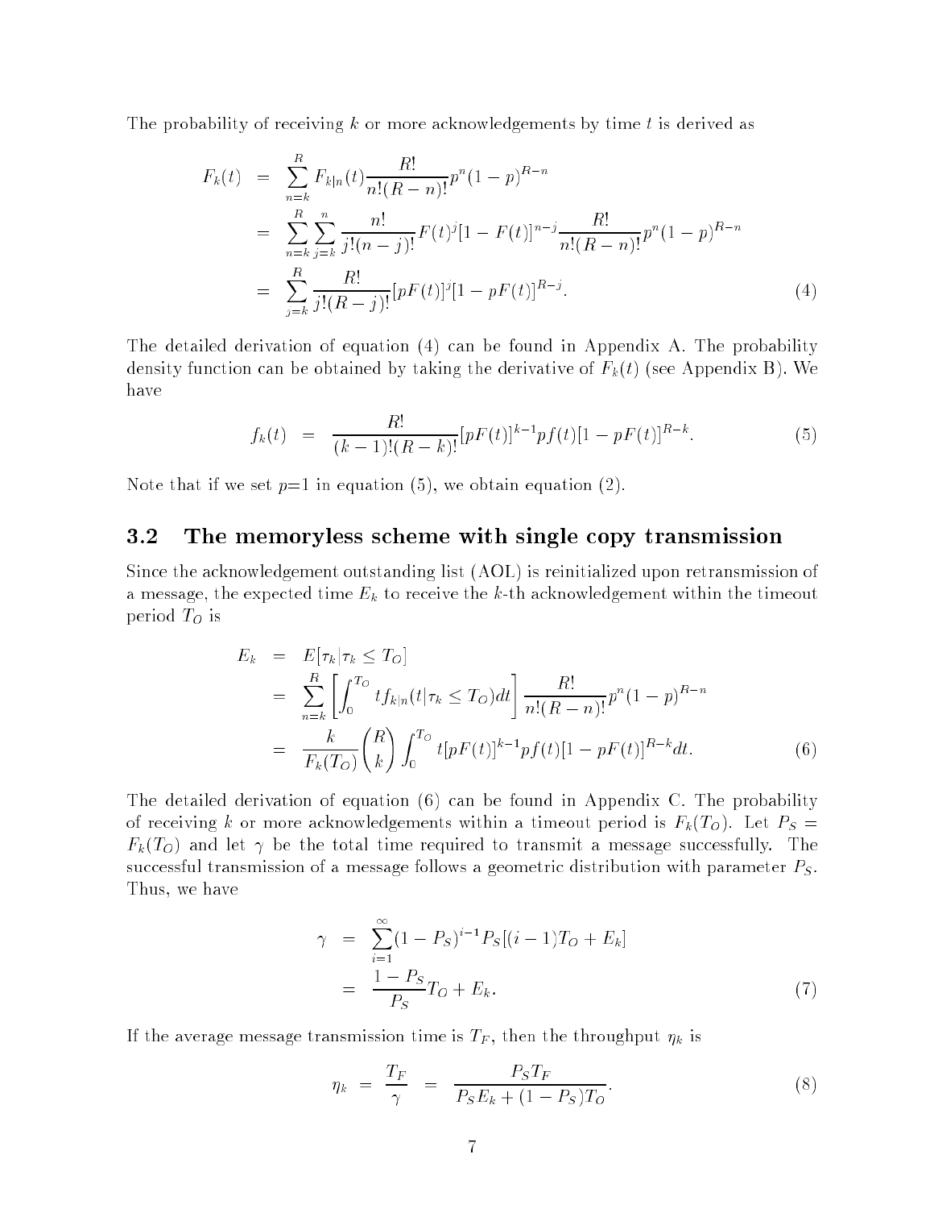The probability of receiving $k$ or more acknowledgements by time $t$ is derived as

$$
\begin{aligned}
F_k(t) &= \sum_{n=k}^{R} F_{k|n}(t) \frac{R!}{n!(R-n)!} p^n (1-p)^{R-n} \\
&= \sum_{n=k}^{R} \sum_{j=k}^{n} \frac{n!}{j!(n-j)!} F(t)^j [1-F(t)]^{n-j} \frac{R!}{n!(R-n)!} p^n (1-p)^{R-n} \\
&= \sum_{j=k}^{R} \frac{R!}{j!(R-j)!} [pF(t)]^j [1-pF(t)]^{R-j}. \qquad (4)
\end{aligned}
$$

The detailed derivation of equation (4) can be found in Appendix A. The probability density function can be obtained by taking the derivative of $F_k(t)$ (see Appendix B). We have

$$
f_k(t) = \frac{R!}{(k-1)!(R-k)!} [pF(t)]^{k-1} p f(t) [1-pF(t)]^{R-k}. \qquad (5)
$$

Note that if we set $p$=1 in equation (5), we obtain equation (2).

## 3.2 The memoryless scheme with single copy transmission

Since the acknowledgement outstanding list (AOL) is reinitialized upon retransmission of a message, the expected time $E_k$ to receive the $k$-th acknowledgement within the timeout period $T_O$ is

$$
\begin{aligned}
E_k &= E[\tau_k | \tau_k \leq T_O] \\
&= \sum_{n=k}^{R} \left[ \int_0^{T_O} t f_{k|n}(t|\tau_k \leq T_O) dt \right] \frac{R!}{n!(R-n)!} p^n (1-p)^{R-n} \\
&= \frac{k}{F_k(T_O)} \binom{R}{k} \int_0^{T_O} t [pF(t)]^{k-1} p f(t) [1-pF(t)]^{R-k} dt. \qquad (6)
\end{aligned}
$$

The detailed derivation of equation (6) can be found in Appendix C. The probability of receiving $k$ or more acknowledgements within a timeout period is $F_k(T_O)$. Let $P_S = F_k(T_O)$ and let $\gamma$ be the total time required to transmit a message successfully. The successful transmission of a message follows a geometric distribution with parameter $P_S$. Thus, we have

$$
\begin{aligned}
\gamma &= \sum_{i=1}^{\infty} (1-P_S)^{i-1} P_S [(i-1)T_O + E_k] \\
&= \frac{1-P_S}{P_S} T_O + E_k. \qquad (7)
\end{aligned}
$$

If the average message transmission time is $T_F$, then the throughput $\eta_k$ is

$$
\eta_k = \frac{T_F}{\gamma} = \frac{P_S T_F}{P_S E_k + (1-P_S) T_O}. \qquad (8)
$$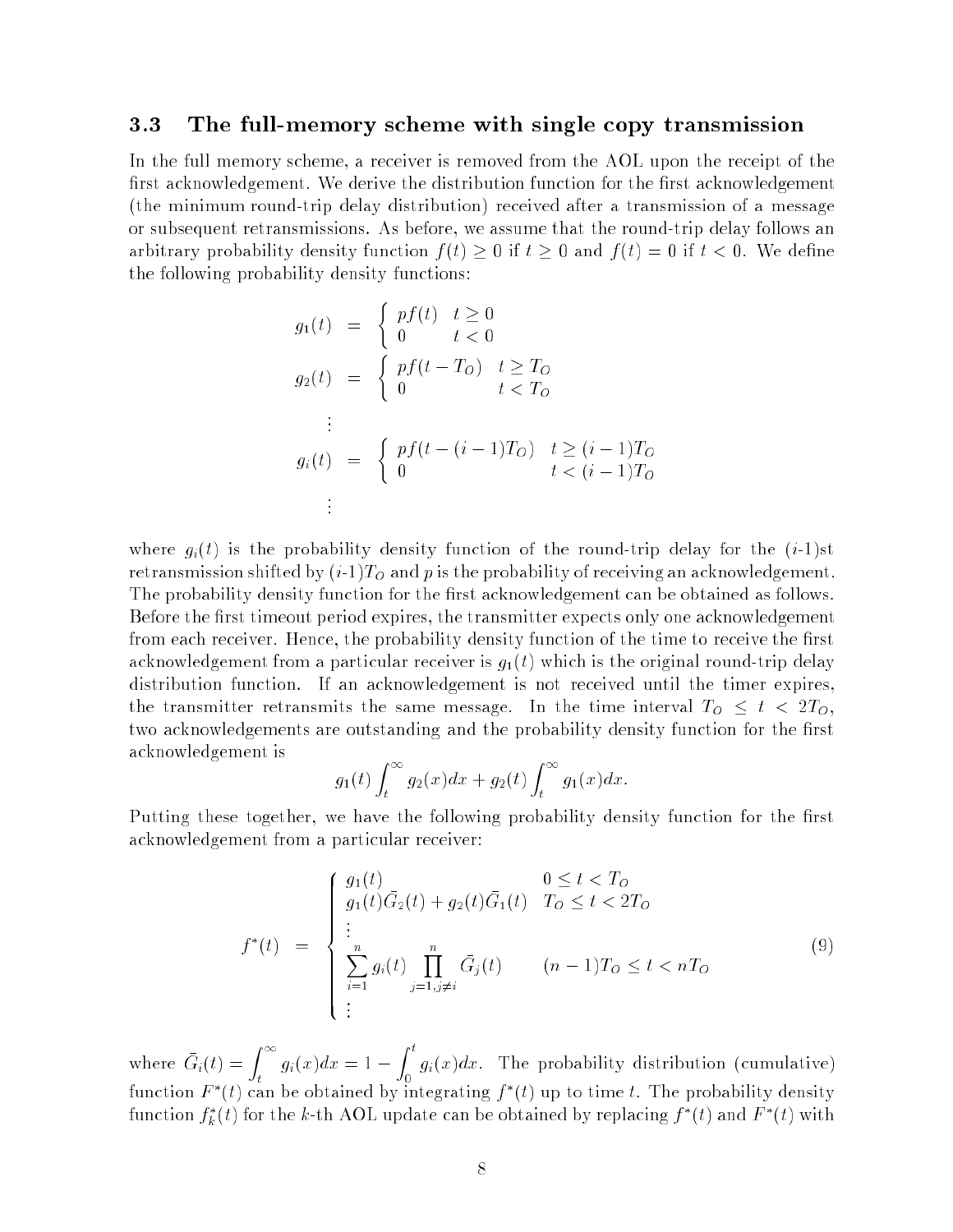### 3.3 The full-memory scheme with single copy transmission

In the full memory scheme, a receiver is removed from the AOL upon the receipt of the first acknowledgement. We derive the distribution function for the first acknowledgement (the minimum round-trip delay distribution) received after a transmission of a message or subsequent retransmissions. As before, we assume that the round-trip delay follows an arbitrary probability density function $f(t) \geq 0$ if $t \geq 0$ and $f(t) = 0$ if $t < 0$. We define the following probability density functions:

$$
\begin{aligned}
g_1(t) &= \begin{cases} pf(t) & t \geq 0 \\ 0 & t < 0 \end{cases} \\
g_2(t) &= \begin{cases} pf(t - T_O) & t \geq T_O \\ 0 & t < T_O \end{cases} \\
&\vdots \\
g_i(t) &= \begin{cases} pf(t - (i-1)T_O) & t \geq (i-1)T_O \\ 0 & t < (i-1)T_O \end{cases} \\
&\vdots
\end{aligned}
$$

where $g_i(t)$ is the probability density function of the round-trip delay for the ($i$-1)st retransmission shifted by ($i$-1)$T_O$ and $p$ is the probability of receiving an acknowledgement. The probability density function for the first acknowledgement can be obtained as follows. Before the first timeout period expires, the transmitter expects only one acknowledgement from each receiver. Hence, the probability density function of the time to receive the first acknowledgement from a particular receiver is $g_1(t)$ which is the original round-trip delay distribution function. If an acknowledgement is not received until the timer expires, the transmitter retransmits the same message. In the time interval $T_O \leq t < 2T_O$, two acknowledgements are outstanding and the probability density function for the first acknowledgement is

$$
g_1(t) \int_t^{\infty} g_2(x)dx + g_2(t) \int_t^{\infty} g_1(x)dx.
$$

Putting these together, we have the following probability density function for the first acknowledgement from a particular receiver:

$$
f^*(t) = \begin{cases} g_1(t) & 0 \leq t < T_O \\ g_1(t)\bar{G}_2(t) + g_2(t)\bar{G}_1(t) & T_O \leq t < 2T_O \\ \vdots & \\ \sum_{i=1}^{n} g_i(t) \prod_{j=1, j \neq i}^{n} \bar{G}_j(t) & (n-1)T_O \leq t < nT_O \\ \vdots & \end{cases} \tag{9}
$$

where $\bar{G}_i(t) = \int_t^{\infty} g_i(x)dx = 1 - \int_0^t g_i(x)dx$. The probability distribution (cumulative) function $F^*(t)$ can be obtained by integrating $f^*(t)$ up to time $t$. The probability density function $f_k^*(t)$ for the $k$-th AOL update can be obtained by replacing $f^*(t)$ and $F^*(t)$ with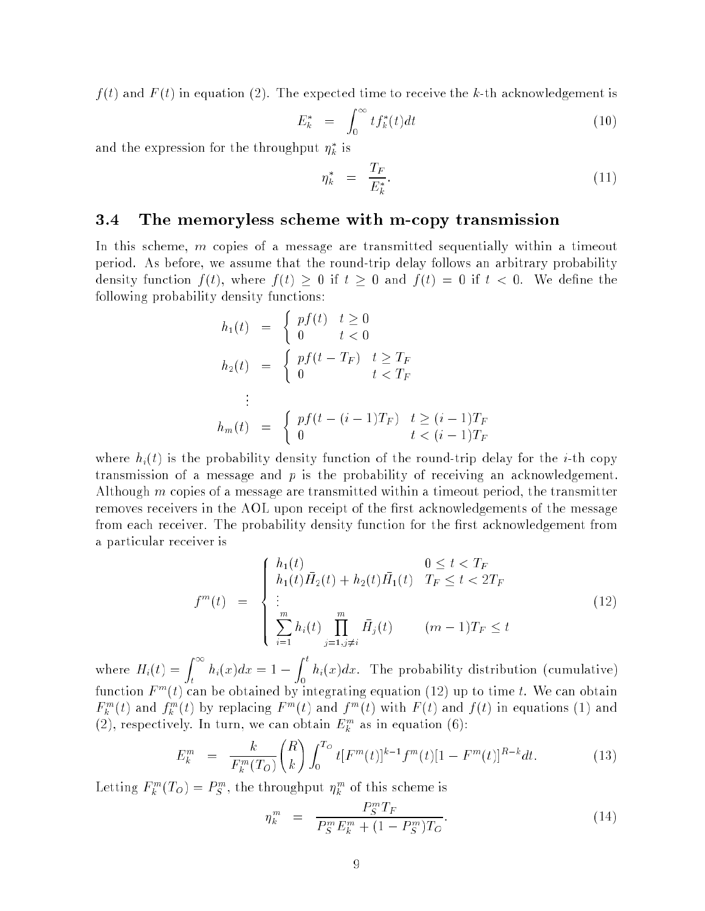$f(t)$ and $F(t)$ in equation (2). The expected time to receive the $k$-th acknowledgement is

$$E_k^* = \int_0^\infty t f_k^*(t) dt \tag{10}$$

and the expression for the throughput $\eta_k^*$ is

$$\eta_k^* = \frac{T_F}{E_k^*}. \tag{11}$$

### 3.4 The memoryless scheme with m-copy transmission

In this scheme, $m$ copies of a message are transmitted sequentially within a timeout period. As before, we assume that the round-trip delay follows an arbitrary probability density function $f(t)$, where $f(t) \geq 0$ if $t \geq 0$ and $f(t) = 0$ if $t < 0$. We define the following probability density functions:

$$h_1(t) = \begin{cases} pf(t) & t \geq 0 \\ 0 & t < 0 \end{cases}$$

$$h_2(t) = \begin{cases} pf(t - T_F) & t \geq T_F \\ 0 & t < T_F \end{cases}$$

$$\vdots$$

$$h_m(t) = \begin{cases} pf(t - (i-1)T_F) & t \geq (i-1)T_F \\ 0 & t < (i-1)T_F \end{cases}$$

where $h_i(t)$ is the probability density function of the round-trip delay for the $i$-th copy transmission of a message and $p$ is the probability of receiving an acknowledgement. Although $m$ copies of a message are transmitted within a timeout period, the transmitter removes receivers in the AOL upon receipt of the first acknowledgements of the message from each receiver. The probability density function for the first acknowledgement from a particular receiver is

$$f^m(t) = \begin{cases} h_1(t) & 0 \leq t < T_F \\ h_1(t)\bar{H}_2(t) + h_2(t)\bar{H}_1(t) & T_F \leq t < 2T_F \\ \vdots & \\ \displaystyle\sum_{i=1}^{m} h_i(t) \prod_{j=1, j \neq i}^{m} \bar{H}_j(t) & (m-1)T_F \leq t \end{cases} \tag{12}$$

where $H_i(t) = \displaystyle\int_t^\infty h_i(x)dx = 1 - \int_0^t h_i(x)dx$. The probability distribution (cumulative) function $F^m(t)$ can be obtained by integrating equation (12) up to time $t$. We can obtain $F_k^m(t)$ and $f_k^m(t)$ by replacing $F^m(t)$ and $f^m(t)$ with $F(t)$ and $f(t)$ in equations (1) and (2), respectively. In turn, we can obtain $E_k^m$ as in equation (6):

$$E_k^m = \frac{k}{F_k^m(T_O)} \binom{R}{k} \int_0^{T_O} t[F^m(t)]^{k-1} f^m(t) [1 - F^m(t)]^{R-k} dt. \tag{13}$$

Letting $F_k^m(T_O) = P_S^m$, the throughput $\eta_k^m$ of this scheme is

$$\eta_k^m = \frac{P_S^m T_F}{P_S^m E_k^m + (1 - P_S^m)T_O}. \tag{14}$$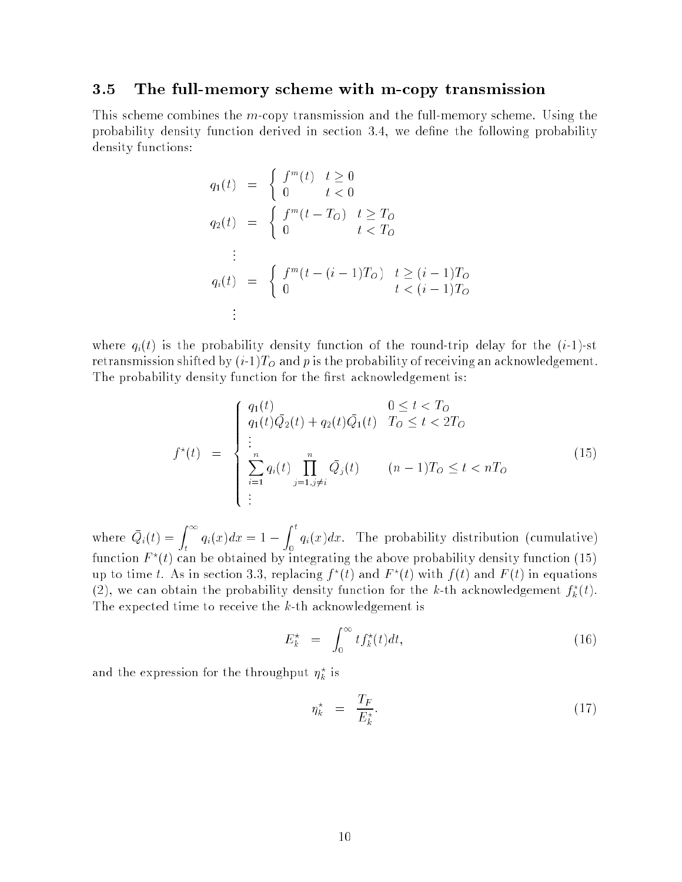### 3.5 The full-memory scheme with m-copy transmission

This scheme combines the $m$-copy transmission and the full-memory scheme. Using the probability density function derived in section 3.4, we define the following probability density functions:

$$
\begin{aligned}
q_1(t) &= \begin{cases} f^m(t) & t \geq 0 \\ 0 & t < 0 \end{cases} \\
q_2(t) &= \begin{cases} f^m(t - T_O) & t \geq T_O \\ 0 & t < T_O \end{cases} \\
&\vdots \\
q_i(t) &= \begin{cases} f^m(t - (i-1)T_O) & t \geq (i-1)T_O \\ 0 & t < (i-1)T_O \end{cases} \\
&\vdots
\end{aligned}
$$

where $q_i(t)$ is the probability density function of the round-trip delay for the ($i$-1)-st retransmission shifted by ($i$-1)$T_O$ and $p$ is the probability of receiving an acknowledgement. The probability density function for the first acknowledgement is:

$$
f^\star(t) = \begin{cases} q_1(t) & 0 \leq t < T_O \\ q_1(t)\bar{Q}_2(t) + q_2(t)\bar{Q}_1(t) & T_O \leq t < 2T_O \\ \vdots & \\ \displaystyle\sum_{i=1}^{n} q_i(t) \prod_{j=1, j \neq i}^{n} \bar{Q}_j(t) & (n-1)T_O \leq t < nT_O \\ \vdots & \end{cases} \tag{15}
$$

where $\bar{Q}_i(t) = \int_t^\infty q_i(x)dx = 1 - \int_0^t q_i(x)dx$. The probability distribution (cumulative) function $F^\star(t)$ can be obtained by integrating the above probability density function (15) up to time $t$. As in section 3.3, replacing $f^\star(t)$ and $F^\star(t)$ with $f(t)$ and $F(t)$ in equations (2), we can obtain the probability density function for the $k$-th acknowledgement $f_k^\star(t)$. The expected time to receive the $k$-th acknowledgement is

$$
E_k^\star = \int_0^\infty t f_k^\star(t)dt, \tag{16}
$$

and the expression for the throughput $\eta_k^\star$ is

$$
\eta_k^\star = \frac{T_F}{E_k^\star}. \tag{17}
$$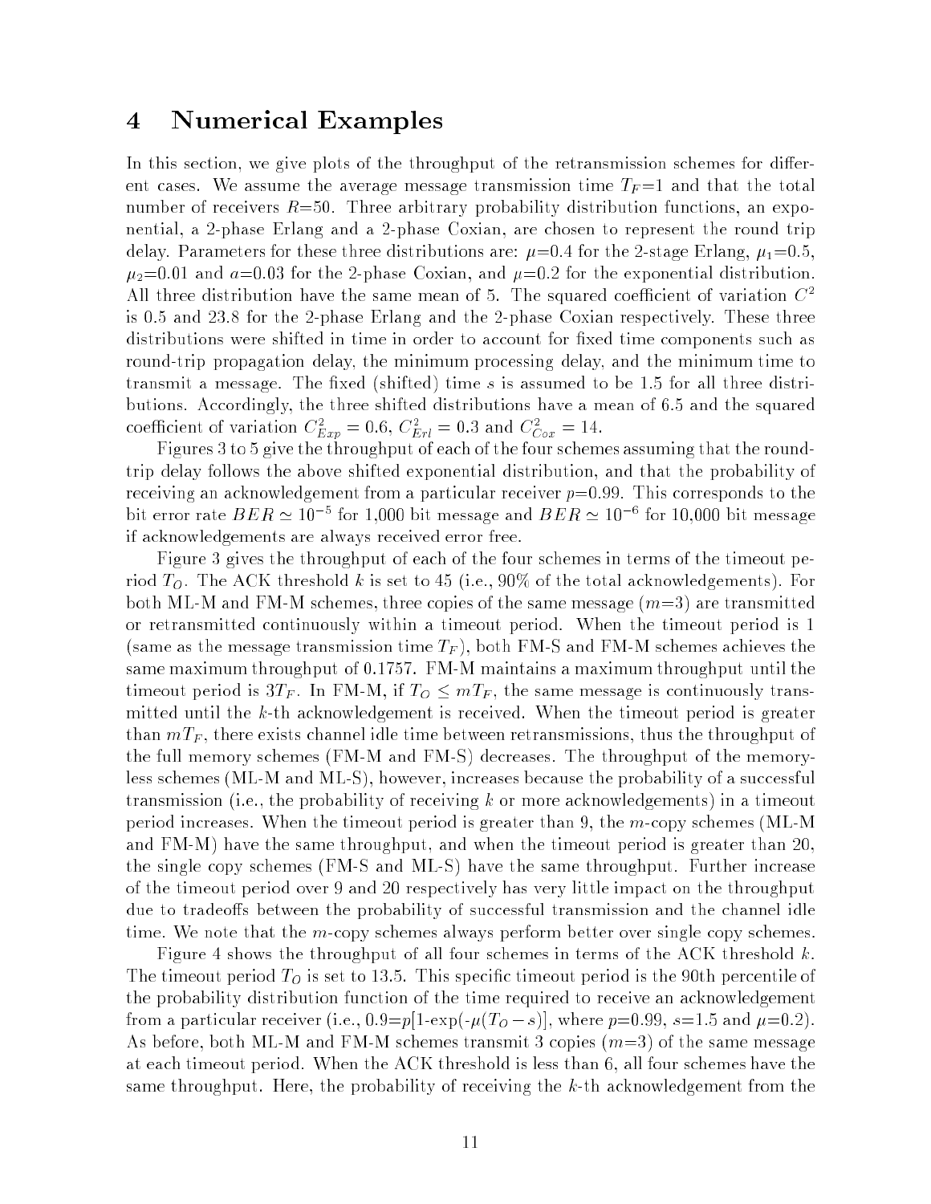# 4 Numerical Examples

In this section, we give plots of the throughput of the retransmission schemes for different cases. We assume the average message transmission time $T_F$=1 and that the total number of receivers $R$=50. Three arbitrary probability distribution functions, an exponential, a 2-phase Erlang and a 2-phase Coxian, are chosen to represent the round trip delay. Parameters for these three distributions are: $\mu$=0.4 for the 2-stage Erlang, $\mu_1$=0.5, $\mu_2$=0.01 and $a$=0.03 for the 2-phase Coxian, and $\mu$=0.2 for the exponential distribution. All three distribution have the same mean of 5. The squared coefficient of variation $C^2$ is 0.5 and 23.8 for the 2-phase Erlang and the 2-phase Coxian respectively. These three distributions were shifted in time in order to account for fixed time components such as round-trip propagation delay, the minimum processing delay, and the minimum time to transmit a message. The fixed (shifted) time $s$ is assumed to be 1.5 for all three distributions. Accordingly, the three shifted distributions have a mean of 6.5 and the squared coefficient of variation $C^2_{Exp} = 0.6$, $C^2_{Erl} = 0.3$ and $C^2_{Cox} = 14$.

Figures 3 to 5 give the throughput of each of the four schemes assuming that the round-trip delay follows the above shifted exponential distribution, and that the probability of receiving an acknowledgement from a particular receiver $p$=0.99. This corresponds to the bit error rate $BER \simeq 10^{-5}$ for 1,000 bit message and $BER \simeq 10^{-6}$ for 10,000 bit message if acknowledgements are always received error free.

Figure 3 gives the throughput of each of the four schemes in terms of the timeout period $T_O$. The ACK threshold $k$ is set to 45 (i.e., 90% of the total acknowledgements). For both ML-M and FM-M schemes, three copies of the same message ($m$=3) are transmitted or retransmitted continuously within a timeout period. When the timeout period is 1 (same as the message transmission time $T_F$), both FM-S and FM-M schemes achieves the same maximum throughput of 0.1757. FM-M maintains a maximum throughput until the timeout period is $3T_F$. In FM-M, if $T_O \leq mT_F$, the same message is continuously transmitted until the $k$-th acknowledgement is received. When the timeout period is greater than $mT_F$, there exists channel idle time between retransmissions, thus the throughput of the full memory schemes (FM-M and FM-S) decreases. The throughput of the memoryless schemes (ML-M and ML-S), however, increases because the probability of a successful transmission (i.e., the probability of receiving $k$ or more acknowledgements) in a timeout period increases. When the timeout period is greater than 9, the $m$-copy schemes (ML-M and FM-M) have the same throughput, and when the timeout period is greater than 20, the single copy schemes (FM-S and ML-S) have the same throughput. Further increase of the timeout period over 9 and 20 respectively has very little impact on the throughput due to tradeoffs between the probability of successful transmission and the channel idle time. We note that the $m$-copy schemes always perform better over single copy schemes.

Figure 4 shows the throughput of all four schemes in terms of the ACK threshold $k$. The timeout period $T_O$ is set to 13.5. This specific timeout period is the 90th percentile of the probability distribution function of the time required to receive an acknowledgement from a particular receiver (i.e., 0.9=$p$[1-exp(-$\mu(T_O - s)$)], where $p$=0.99, $s$=1.5 and $\mu$=0.2). As before, both ML-M and FM-M schemes transmit 3 copies ($m$=3) of the same message at each timeout period. When the ACK threshold is less than 6, all four schemes have the same throughput. Here, the probability of receiving the $k$-th acknowledgement from the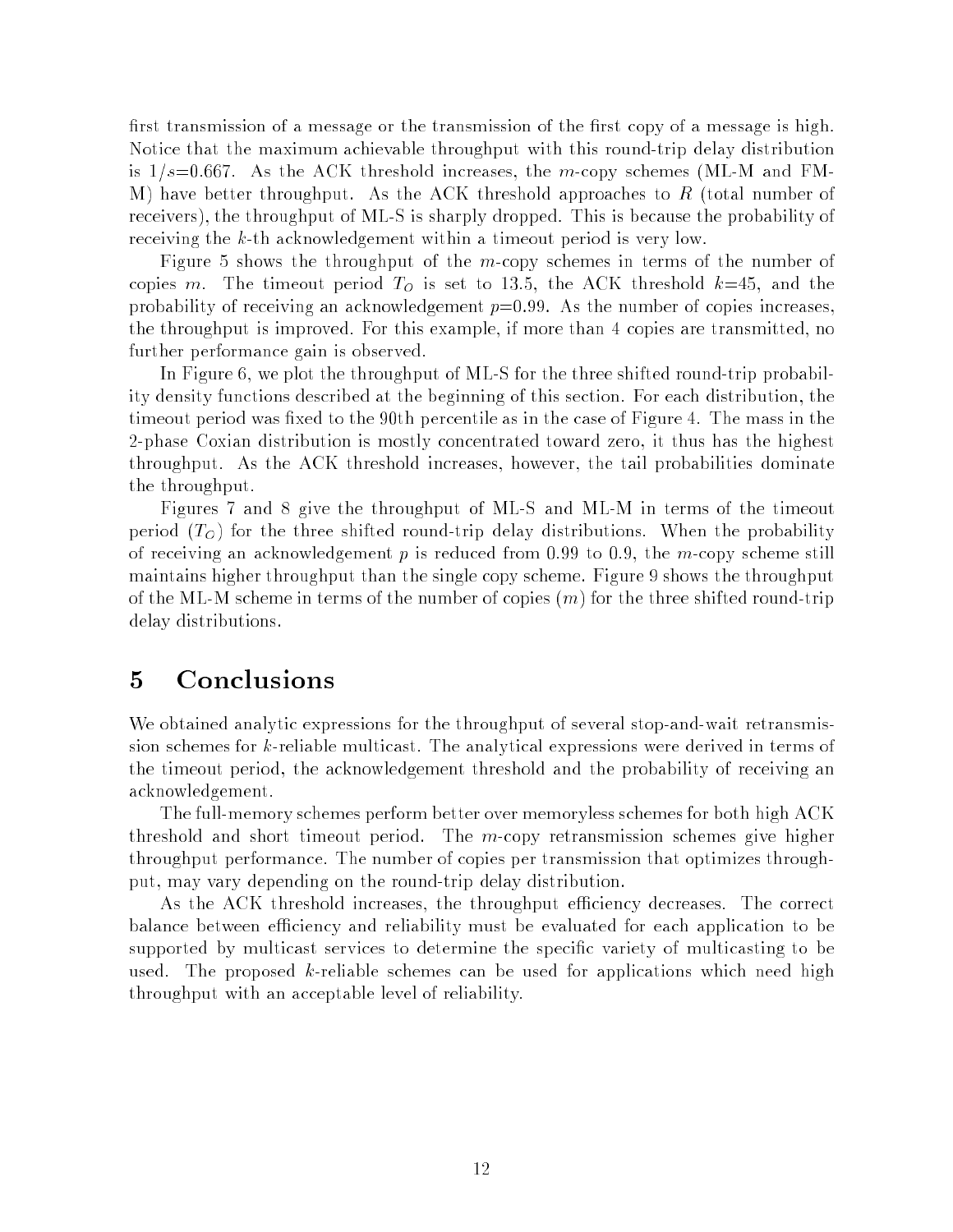first transmission of a message or the transmission of the first copy of a message is high. Notice that the maximum achievable throughput with this round-trip delay distribution is $1/s$=0.667. As the ACK threshold increases, the $m$-copy schemes (ML-M and FM-M) have better throughput. As the ACK threshold approaches to $R$ (total number of receivers), the throughput of ML-S is sharply dropped. This is because the probability of receiving the $k$-th acknowledgement within a timeout period is very low.

Figure 5 shows the throughput of the $m$-copy schemes in terms of the number of copies $m$. The timeout period $T_O$ is set to 13.5, the ACK threshold $k$=45, and the probability of receiving an acknowledgement $p$=0.99. As the number of copies increases, the throughput is improved. For this example, if more than 4 copies are transmitted, no further performance gain is observed.

In Figure 6, we plot the throughput of ML-S for the three shifted round-trip probability density functions described at the beginning of this section. For each distribution, the timeout period was fixed to the 90th percentile as in the case of Figure 4. The mass in the 2-phase Coxian distribution is mostly concentrated toward zero, it thus has the highest throughput. As the ACK threshold increases, however, the tail probabilities dominate the throughput.

Figures 7 and 8 give the throughput of ML-S and ML-M in terms of the timeout period ($T_O$) for the three shifted round-trip delay distributions. When the probability of receiving an acknowledgement $p$ is reduced from 0.99 to 0.9, the $m$-copy scheme still maintains higher throughput than the single copy scheme. Figure 9 shows the throughput of the ML-M scheme in terms of the number of copies ($m$) for the three shifted round-trip delay distributions.

# 5 Conclusions

We obtained analytic expressions for the throughput of several stop-and-wait retransmission schemes for $k$-reliable multicast. The analytical expressions were derived in terms of the timeout period, the acknowledgement threshold and the probability of receiving an acknowledgement.

The full-memory schemes perform better over memoryless schemes for both high ACK threshold and short timeout period. The $m$-copy retransmission schemes give higher throughput performance. The number of copies per transmission that optimizes throughput, may vary depending on the round-trip delay distribution.

As the ACK threshold increases, the throughput efficiency decreases. The correct balance between efficiency and reliability must be evaluated for each application to be supported by multicast services to determine the specific variety of multicasting to be used. The proposed $k$-reliable schemes can be used for applications which need high throughput with an acceptable level of reliability.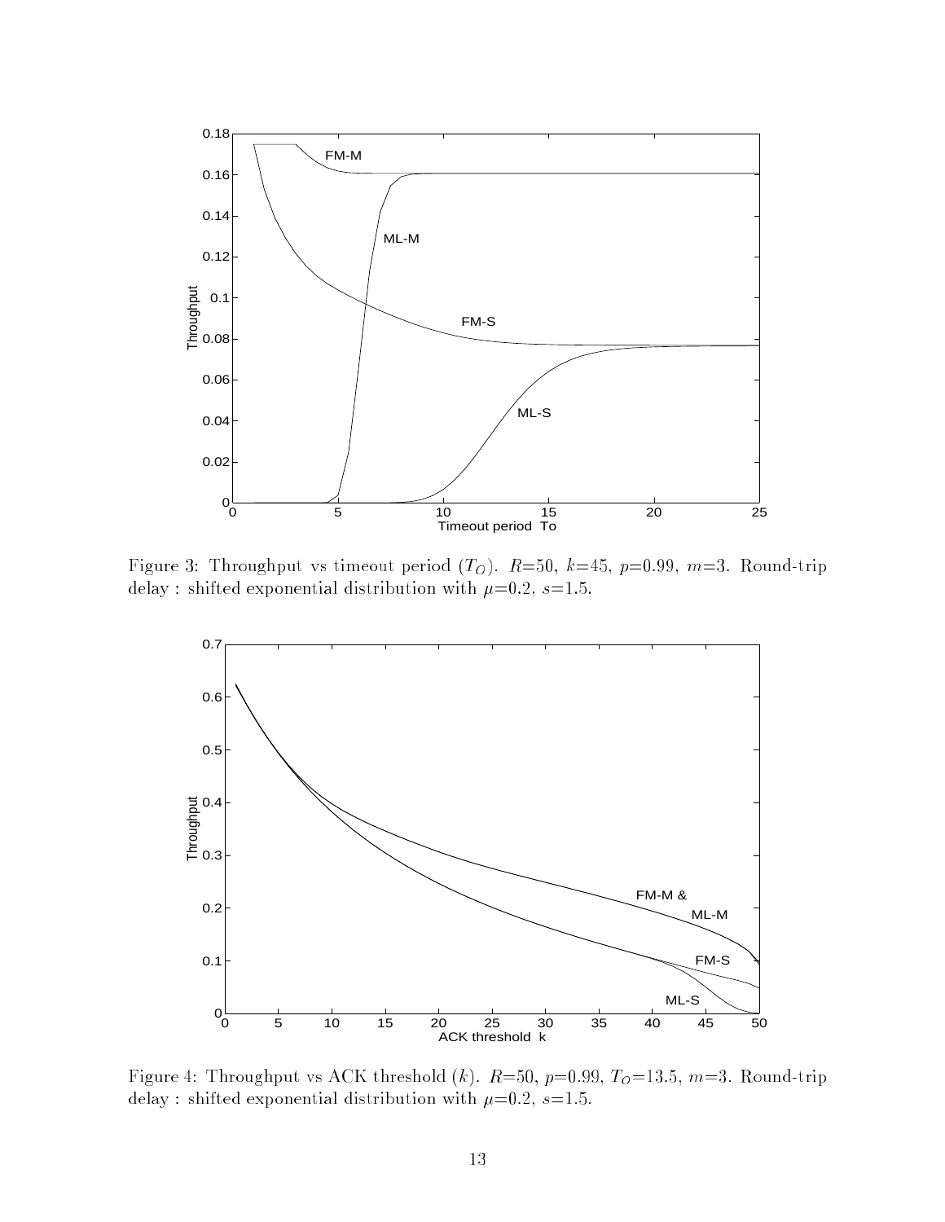Figure 3: Throughput vs timeout period ($T_O$). $R$=50, $k$=45, $p$=0.99, $m$=3. Round-trip delay : shifted exponential distribution with $\mu$=0.2, $s$=1.5.

Figure 4: Throughput vs ACK threshold ($k$). $R$=50, $p$=0.99, $T_O$=13.5, $m$=3. Round-trip delay : shifted exponential distribution with $\mu$=0.2, $s$=1.5.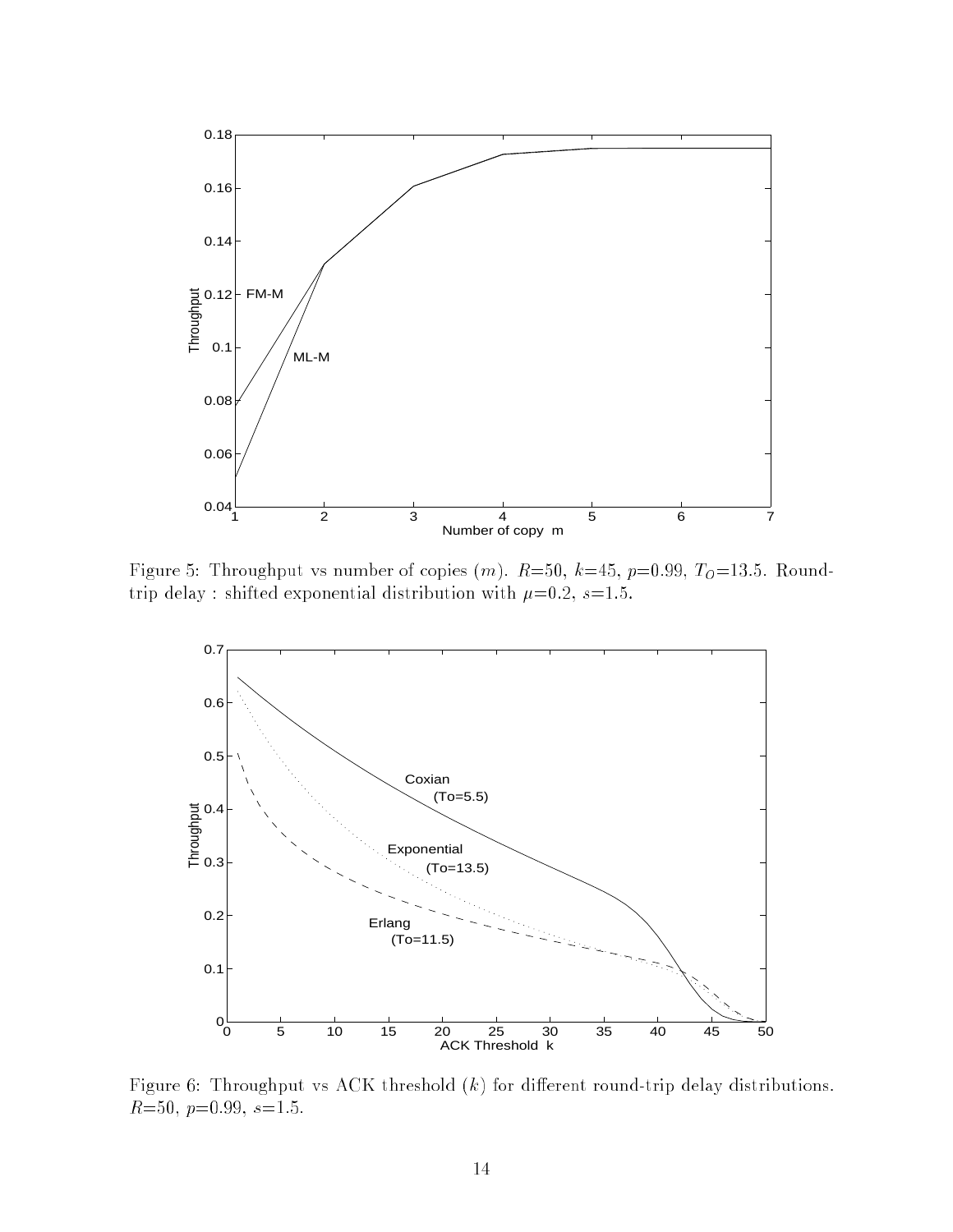Figure 5: Throughput vs number of copies ($m$). $R$=50, $k$=45, $p$=0.99, $T_O$=13.5. Round-trip delay : shifted exponential distribution with $\mu$=0.2, $s$=1.5.

Figure 6: Throughput vs ACK threshold ($k$) for different round-trip delay distributions. $R$=50, $p$=0.99, $s$=1.5.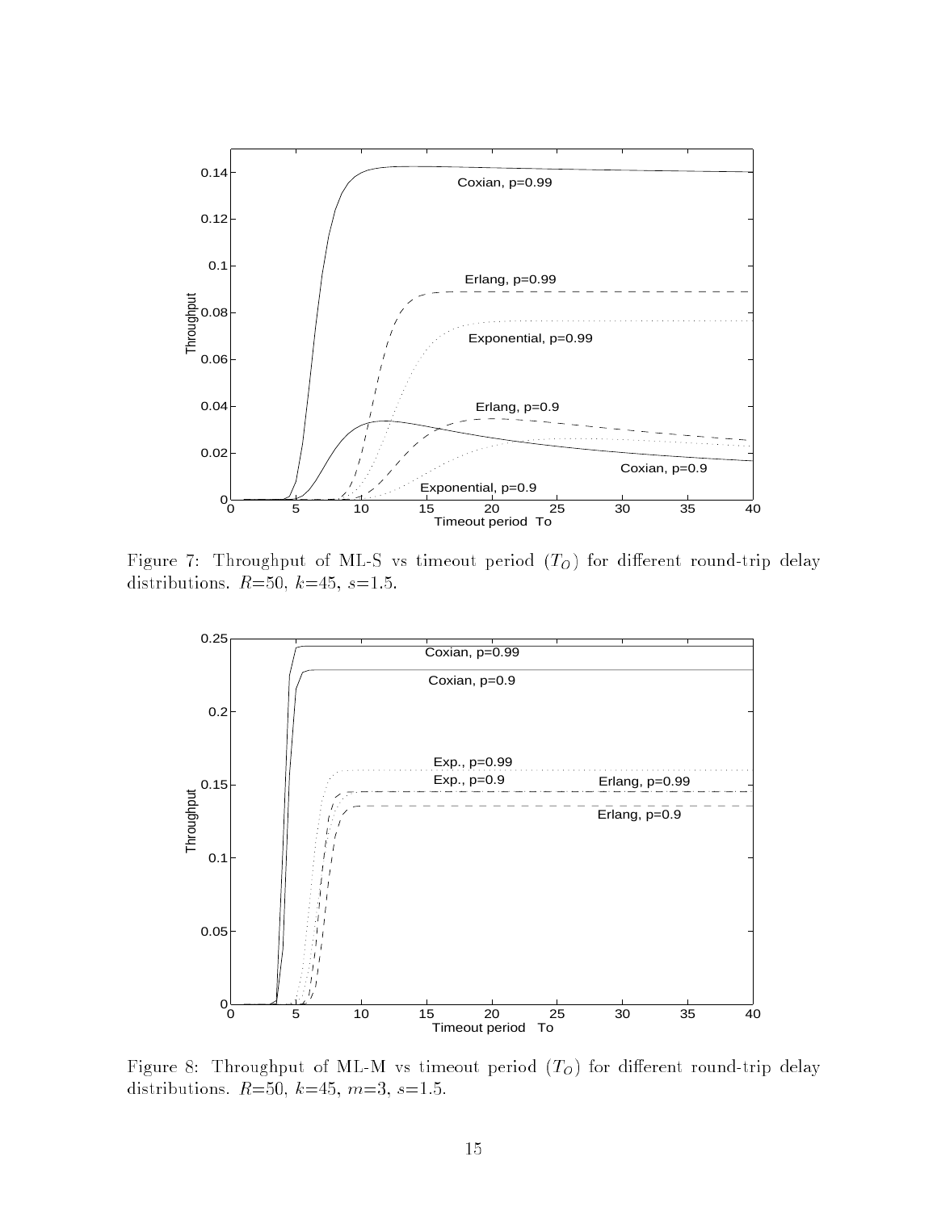Figure 7: Throughput of ML-S vs timeout period ($T_O$) for different round-trip delay distributions. $R$=50, $k$=45, $s$=1.5.

Figure 8: Throughput of ML-M vs timeout period ($T_O$) for different round-trip delay distributions. $R$=50, $k$=45, $m$=3, $s$=1.5.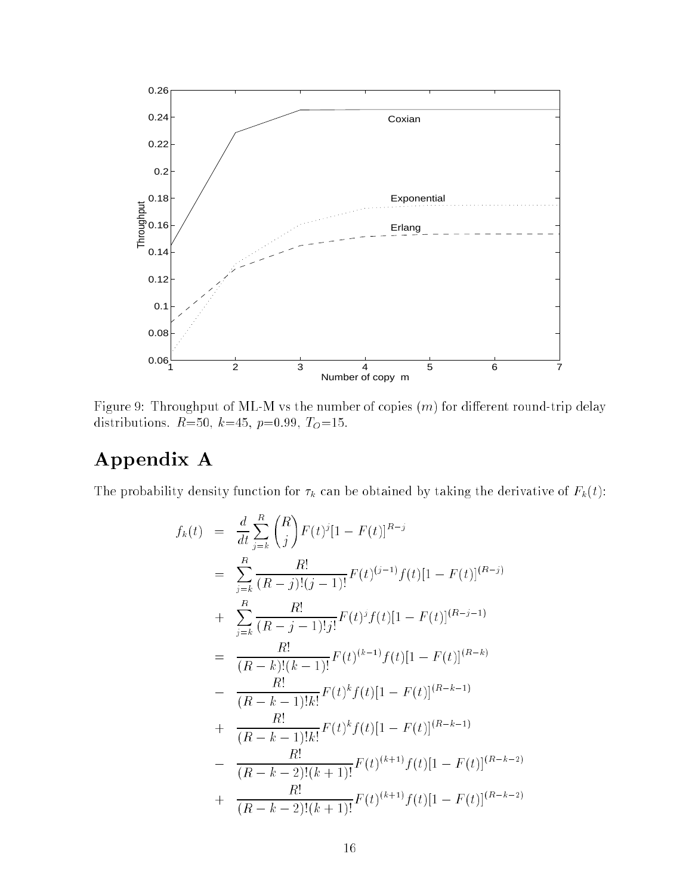Figure 9: Throughput of ML-M vs the number of copies ($m$) for different round-trip delay distributions. $R$=50, $k$=45, $p$=0.99, $T_O$=15.

# Appendix A

The probability density function for $\tau_k$ can be obtained by taking the derivative of $F_k(t)$:

$$
\begin{aligned}
f_k(t) &= \frac{d}{dt}\sum_{j=k}^{R}\binom{R}{j}F(t)^j[1-F(t)]^{R-j} \\
&= \sum_{j=k}^{R}\frac{R!}{(R-j)!(j-1)!}F(t)^{(j-1)}f(t)[1-F(t)]^{(R-j)} \\
&+ \sum_{j=k}^{R}\frac{R!}{(R-j-1)!j!}F(t)^{j}f(t)[1-F(t)]^{(R-j-1)} \\
&= \frac{R!}{(R-k)!(k-1)!}F(t)^{(k-1)}f(t)[1-F(t)]^{(R-k)} \\
&- \frac{R!}{(R-k-1)!k!}F(t)^{k}f(t)[1-F(t)]^{(R-k-1)} \\
&+ \frac{R!}{(R-k-1)!k!}F(t)^{k}f(t)[1-F(t)]^{(R-k-1)} \\
&- \frac{R!}{(R-k-2)!(k+1)!}F(t)^{(k+1)}f(t)[1-F(t)]^{(R-k-2)} \\
&+ \frac{R!}{(R-k-2)!(k+1)!}F(t)^{(k+1)}f(t)[1-F(t)]^{(R-k-2)}
\end{aligned}
$$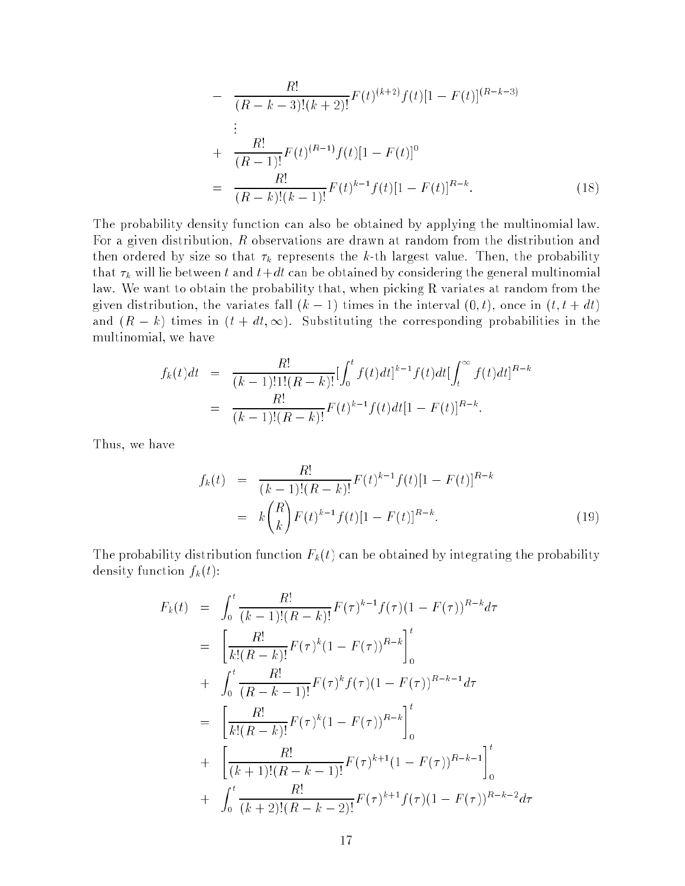$$
\begin{aligned}
- & \quad \frac{R!}{(R-k-3)!(k+2)!} F(t)^{(k+2)} f(t)[1-F(t)]^{(R-k-3)} \\
& \quad \vdots \\
+ & \quad \frac{R!}{(R-1)!} F(t)^{(R-1)} f(t)[1-F(t)]^{0} \\
= & \quad \frac{R!}{(R-k)!(k-1)!} F(t)^{k-1} f(t)[1-F(t)]^{R-k}. \qquad (18)
\end{aligned}
$$

The probability density function can also be obtained by applying the multinomial law. For a given distribution, $R$ observations are drawn at random from the distribution and then ordered by size so that $\tau_k$ represents the $k$-th largest value. Then, the probability that $\tau_k$ will lie between $t$ and $t+dt$ can be obtained by considering the general multinomial law. We want to obtain the probability that, when picking R variates at random from the given distribution, the variates fall $(k-1)$ times in the interval $(0,t)$, once in $(t, t+dt)$ and $(R-k)$ times in $(t+dt, \infty)$. Substituting the corresponding probabilities in the multinomial, we have

$$
\begin{aligned}
f_k(t)dt &= \frac{R!}{(k-1)!1!(R-k)!}[\int_0^t f(t)dt]^{k-1} f(t)dt[\int_t^\infty f(t)dt]^{R-k} \\
&= \frac{R!}{(k-1)!(R-k)!} F(t)^{k-1} f(t)dt[1-F(t)]^{R-k}.
\end{aligned}
$$

Thus, we have

$$
\begin{aligned}
f_k(t) &= \frac{R!}{(k-1)!(R-k)!} F(t)^{k-1} f(t)[1-F(t)]^{R-k} \\
&= k\binom{R}{k} F(t)^{k-1} f(t)[1-F(t)]^{R-k}. \qquad (19)
\end{aligned}
$$

The probability distribution function $F_k(t)$ can be obtained by integrating the probability density function $f_k(t)$:

$$
\begin{aligned}
F_k(t) &= \int_0^t \frac{R!}{(k-1)!(R-k)!} F(\tau)^{k-1} f(\tau)(1-F(\tau))^{R-k} d\tau \\
&= \left[\frac{R!}{k!(R-k)!} F(\tau)^k (1-F(\tau))^{R-k}\right]_0^t \\
&+ \int_0^t \frac{R!}{(R-k-1)!} F(\tau)^k f(\tau)(1-F(\tau))^{R-k-1} d\tau \\
&= \left[\frac{R!}{k!(R-k)!} F(\tau)^k (1-F(\tau))^{R-k}\right]_0^t \\
&+ \left[\frac{R!}{(k+1)!(R-k-1)!} F(\tau)^{k+1} (1-F(\tau))^{R-k-1}\right]_0^t \\
&+ \int_0^t \frac{R!}{(k+2)!(R-k-2)!} F(\tau)^{k+1} f(\tau)(1-F(\tau))^{R-k-2} d\tau
\end{aligned}
$$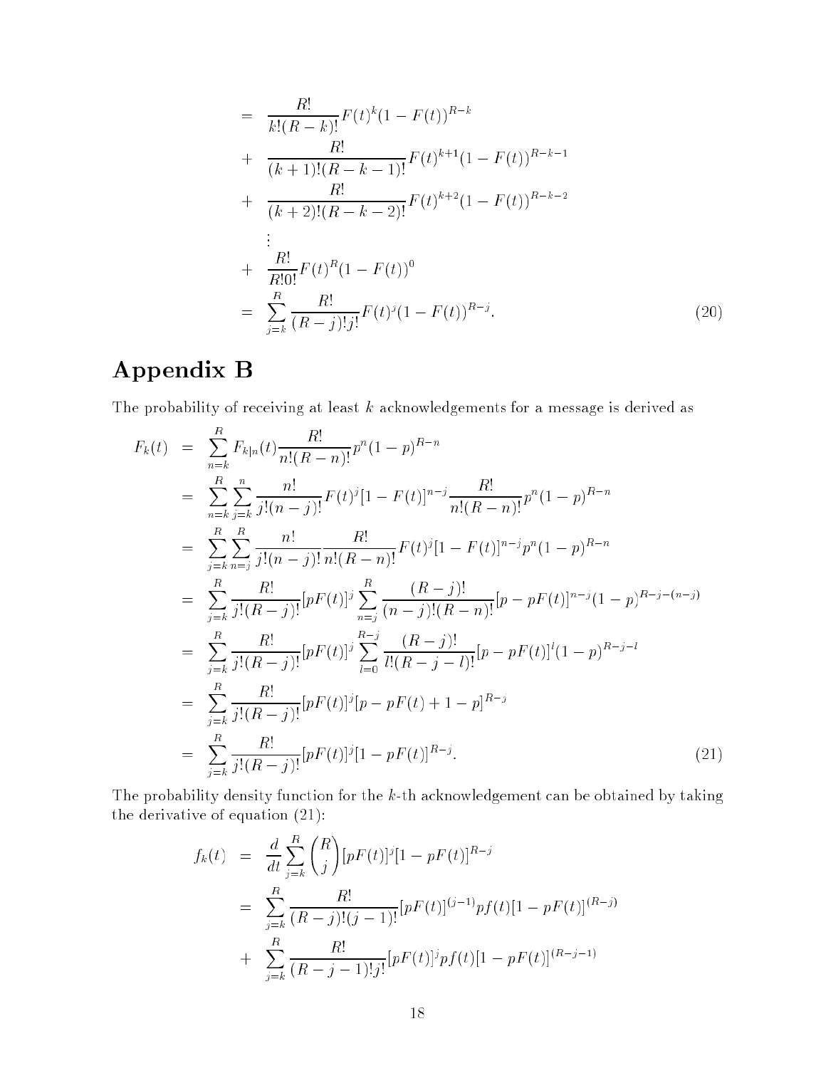$$
\begin{aligned}
&= \frac{R!}{k!(R-k)!}F(t)^k(1-F(t))^{R-k} \\
&+ \frac{R!}{(k+1)!(R-k-1)!}F(t)^{k+1}(1-F(t))^{R-k-1} \\
&+ \frac{R!}{(k+2)!(R-k-2)!}F(t)^{k+2}(1-F(t))^{R-k-2} \\
&\quad \vdots \\
&+ \frac{R!}{R!0!}F(t)^R(1-F(t))^0 \\
&= \sum_{j=k}^{R} \frac{R!}{(R-j)!j!}F(t)^j(1-F(t))^{R-j}. \qquad (20)
\end{aligned}
$$

# Appendix B

The probability of receiving at least $k$ acknowledgements for a message is derived as

$$
\begin{aligned}
F_k(t) &= \sum_{n=k}^{R} F_{k|n}(t)\frac{R!}{n!(R-n)!}p^n(1-p)^{R-n} \\
&= \sum_{n=k}^{R}\sum_{j=k}^{n} \frac{n!}{j!(n-j)!}F(t)^j[1-F(t)]^{n-j}\frac{R!}{n!(R-n)!}p^n(1-p)^{R-n} \\
&= \sum_{j=k}^{R}\sum_{n=j}^{R} \frac{n!}{j!(n-j)!}\frac{R!}{n!(R-n)!}F(t)^j[1-F(t)]^{n-j}p^n(1-p)^{R-n} \\
&= \sum_{j=k}^{R} \frac{R!}{j!(R-j)!}[pF(t)]^j \sum_{n=j}^{R}\frac{(R-j)!}{(n-j)!(R-n)!}[p-pF(t)]^{n-j}(1-p)^{R-j-(n-j)} \\
&= \sum_{j=k}^{R} \frac{R!}{j!(R-j)!}[pF(t)]^j \sum_{l=0}^{R-j}\frac{(R-j)!}{l!(R-j-l)!}[p-pF(t)]^{l}(1-p)^{R-j-l} \\
&= \sum_{j=k}^{R} \frac{R!}{j!(R-j)!}[pF(t)]^j[p-pF(t)+1-p]^{R-j} \\
&= \sum_{j=k}^{R} \frac{R!}{j!(R-j)!}[pF(t)]^j[1-pF(t)]^{R-j}. \qquad (21)
\end{aligned}
$$

The probability density function for the $k$-th acknowledgement can be obtained by taking the derivative of equation (21):

$$
\begin{aligned}
f_k(t) &= \frac{d}{dt}\sum_{j=k}^{R}\binom{R}{j}[pF(t)]^j[1-pF(t)]^{R-j} \\
&= \sum_{j=k}^{R} \frac{R!}{(R-j)!(j-1)!}[pF(t)]^{(j-1)}pf(t)[1-pF(t)]^{(R-j)} \\
&+ \sum_{j=k}^{R} \frac{R!}{(R-j-1)!j!}[pF(t)]^{j}pf(t)[1-pF(t)]^{(R-j-1)}
\end{aligned}
$$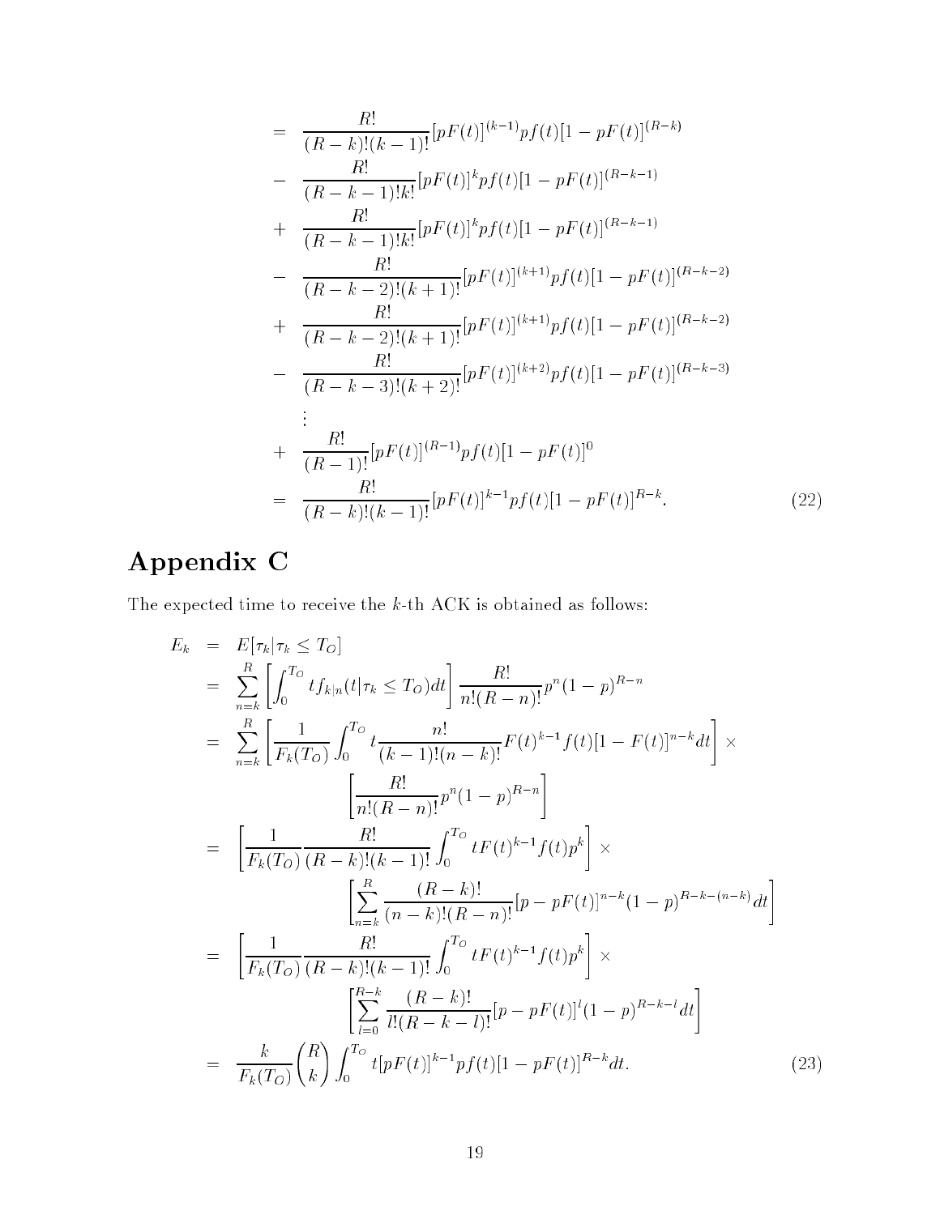$$
\begin{aligned}
&= \frac{R!}{(R-k)!(k-1)!}[pF(t)]^{(k-1)}pf(t)[1-pF(t)]^{(R-k)} \\
&- \frac{R!}{(R-k-1)!k!}[pF(t)]^{k}pf(t)[1-pF(t)]^{(R-k-1)} \\
&+ \frac{R!}{(R-k-1)!k!}[pF(t)]^{k}pf(t)[1-pF(t)]^{(R-k-1)} \\
&- \frac{R!}{(R-k-2)!(k+1)!}[pF(t)]^{(k+1)}pf(t)[1-pF(t)]^{(R-k-2)} \\
&+ \frac{R!}{(R-k-2)!(k+1)!}[pF(t)]^{(k+1)}pf(t)[1-pF(t)]^{(R-k-2)} \\
&- \frac{R!}{(R-k-3)!(k+2)!}[pF(t)]^{(k+2)}pf(t)[1-pF(t)]^{(R-k-3)} \\
&\quad \vdots \\
&+ \frac{R!}{(R-1)!}[pF(t)]^{(R-1)}pf(t)[1-pF(t)]^{0} \\
&= \frac{R!}{(R-k)!(k-1)!}[pF(t)]^{k-1}pf(t)[1-pF(t)]^{R-k}. \qquad (22)
\end{aligned}
$$

# Appendix C

The expected time to receive the $k$-th ACK is obtained as follows:

$$
\begin{aligned}
E_k &= E[\tau_k | \tau_k \leq T_O] \\
&= \sum_{n=k}^{R} \left[ \int_0^{T_O} t f_{k|n}(t|\tau_k \leq T_O) dt \right] \frac{R!}{n!(R-n)!} p^n (1-p)^{R-n} \\
&= \sum_{n=k}^{R} \left[ \frac{1}{F_k(T_O)} \int_0^{T_O} t \frac{n!}{(k-1)!(n-k)!} F(t)^{k-1} f(t) [1-F(t)]^{n-k} dt \right] \times \\
&\qquad \left[ \frac{R!}{n!(R-n)!} p^n (1-p)^{R-n} \right] \\
&= \left[ \frac{1}{F_k(T_O)} \frac{R!}{(R-k)!(k-1)!} \int_0^{T_O} t F(t)^{k-1} f(t) p^k \right] \times \\
&\qquad \left[ \sum_{n=k}^{R} \frac{(R-k)!}{(n-k)!(R-n)!} [p - pF(t)]^{n-k} (1-p)^{R-k-(n-k)} dt \right] \\
&= \left[ \frac{1}{F_k(T_O)} \frac{R!}{(R-k)!(k-1)!} \int_0^{T_O} t F(t)^{k-1} f(t) p^k \right] \times \\
&\qquad \left[ \sum_{l=0}^{R-k} \frac{(R-k)!}{l!(R-k-l)!} [p - pF(t)]^{l} (1-p)^{R-k-l} dt \right] \\
&= \frac{k}{F_k(T_O)} \binom{R}{k} \int_0^{T_O} t [pF(t)]^{k-1} pf(t) [1-pF(t)]^{R-k} dt. \qquad (23)
\end{aligned}
$$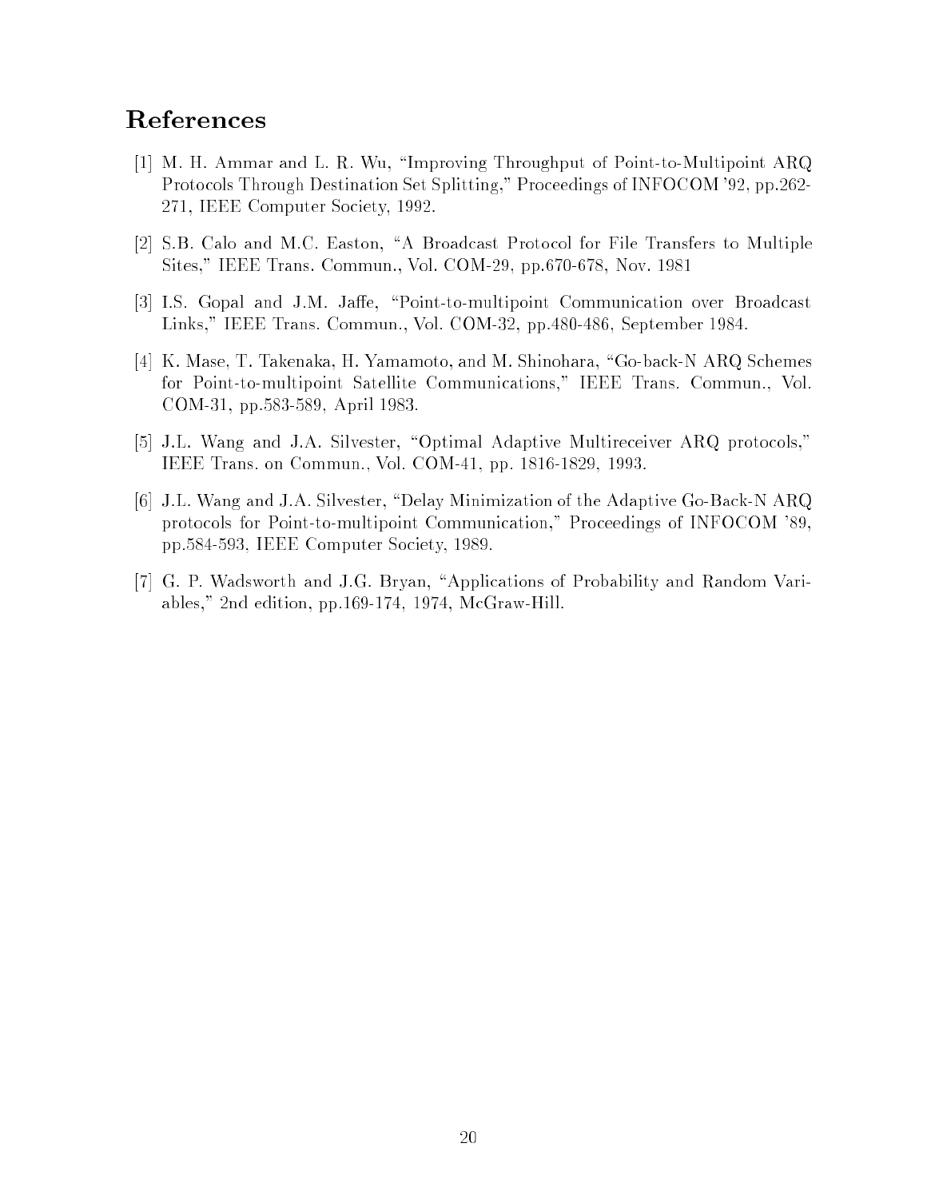## References

[1] M. H. Ammar and L. R. Wu, "Improving Throughput of Point-to-Multipoint ARQ Protocols Through Destination Set Splitting," Proceedings of INFOCOM '92, pp.262-271, IEEE Computer Society, 1992.

[2] S.B. Calo and M.C. Easton, "A Broadcast Protocol for File Transfers to Multiple Sites," IEEE Trans. Commun., Vol. COM-29, pp.670-678, Nov. 1981

[3] I.S. Gopal and J.M. Jaffe, "Point-to-multipoint Communication over Broadcast Links," IEEE Trans. Commun., Vol. COM-32, pp.480-486, September 1984.

[4] K. Mase, T. Takenaka, H. Yamamoto, and M. Shinohara, "Go-back-N ARQ Schemes for Point-to-multipoint Satellite Communications," IEEE Trans. Commun., Vol. COM-31, pp.583-589, April 1983.

[5] J.L. Wang and J.A. Silvester, "Optimal Adaptive Multireceiver ARQ protocols," IEEE Trans. on Commun., Vol. COM-41, pp. 1816-1829, 1993.

[6] J.L. Wang and J.A. Silvester, "Delay Minimization of the Adaptive Go-Back-N ARQ protocols for Point-to-multipoint Communication," Proceedings of INFOCOM '89, pp.584-593, IEEE Computer Society, 1989.

[7] G. P. Wadsworth and J.G. Bryan, "Applications of Probability and Random Variables," 2nd edition, pp.169-174, 1974, McGraw-Hill.